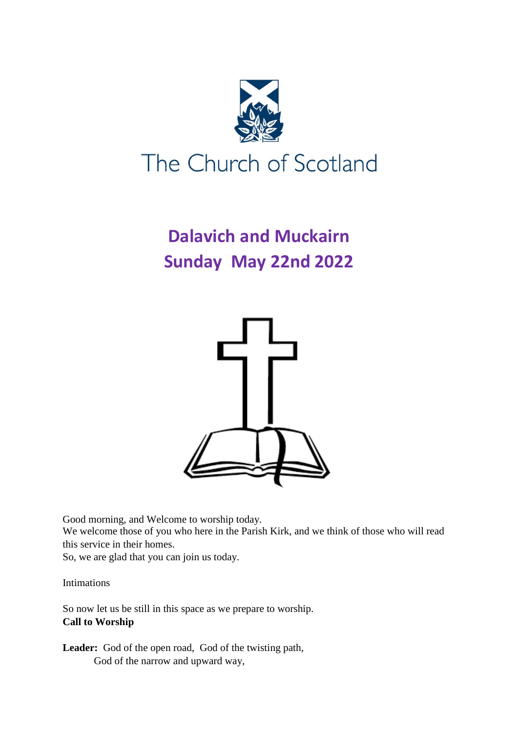The Church of Scotland

# Dalavich and Muckairn
# Sunday May 22nd 2022

Good morning, and Welcome to worship today.
We welcome those of you who here in the Parish Kirk, and we think of those who will read this service in their homes.
So, we are glad that you can join us today.

Intimations

So now let us be still in this space as we prepare to worship.
**Call to Worship**

**Leader:** God of the open road, God of the twisting path,
God of the narrow and upward way,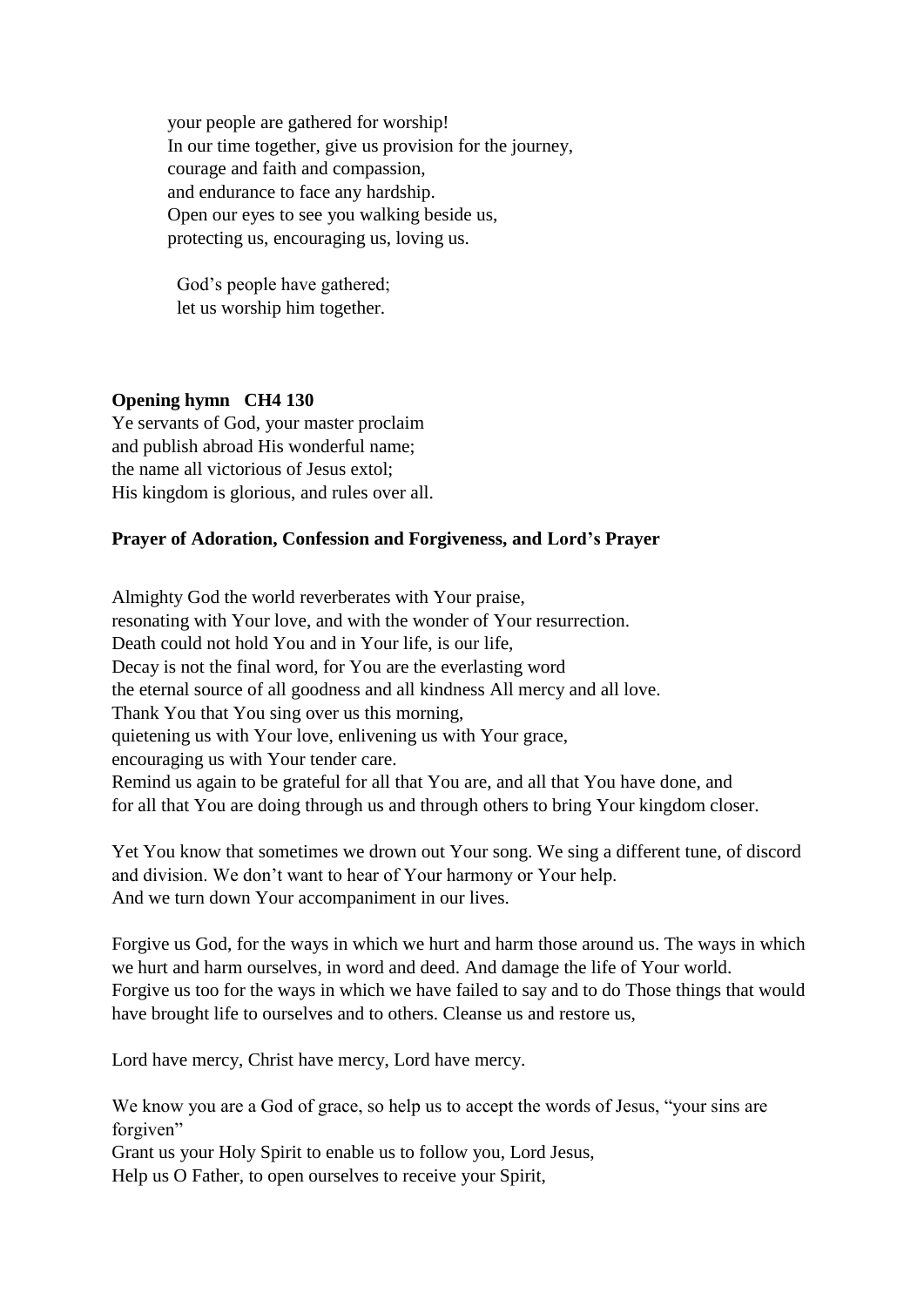your people are gathered for worship!  
In our time together, give us provision for the journey,  
courage and faith and compassion,  
and endurance to face any hardship.  
Open our eyes to see you walking beside us,  
protecting us, encouraging us, loving us.

God's people have gathered;  
let us worship him together.

**Opening hymn CH4 130**

Ye servants of God, your master proclaim  
and publish abroad His wonderful name;  
the name all victorious of Jesus extol;  
His kingdom is glorious, and rules over all.

**Prayer of Adoration, Confession and Forgiveness, and Lord's Prayer**

Almighty God the world reverberates with Your praise,  
resonating with Your love, and with the wonder of Your resurrection.  
Death could not hold You and in Your life, is our life,  
Decay is not the final word, for You are the everlasting word  
the eternal source of all goodness and all kindness All mercy and all love.  
Thank You that You sing over us this morning,  
quietening us with Your love, enlivening us with Your grace,  
encouraging us with Your tender care.  
Remind us again to be grateful for all that You are, and all that You have done, and  
for all that You are doing through us and through others to bring Your kingdom closer.

Yet You know that sometimes we drown out Your song. We sing a different tune, of discord and division. We don't want to hear of Your harmony or Your help.  
And we turn down Your accompaniment in our lives.

Forgive us God, for the ways in which we hurt and harm those around us. The ways in which we hurt and harm ourselves, in word and deed. And damage the life of Your world.  
Forgive us too for the ways in which we have failed to say and to do Those things that would have brought life to ourselves and to others. Cleanse us and restore us,

Lord have mercy, Christ have mercy, Lord have mercy.

We know you are a God of grace, so help us to accept the words of Jesus, "your sins are forgiven"  
Grant us your Holy Spirit to enable us to follow you, Lord Jesus,  
Help us O Father, to open ourselves to receive your Spirit,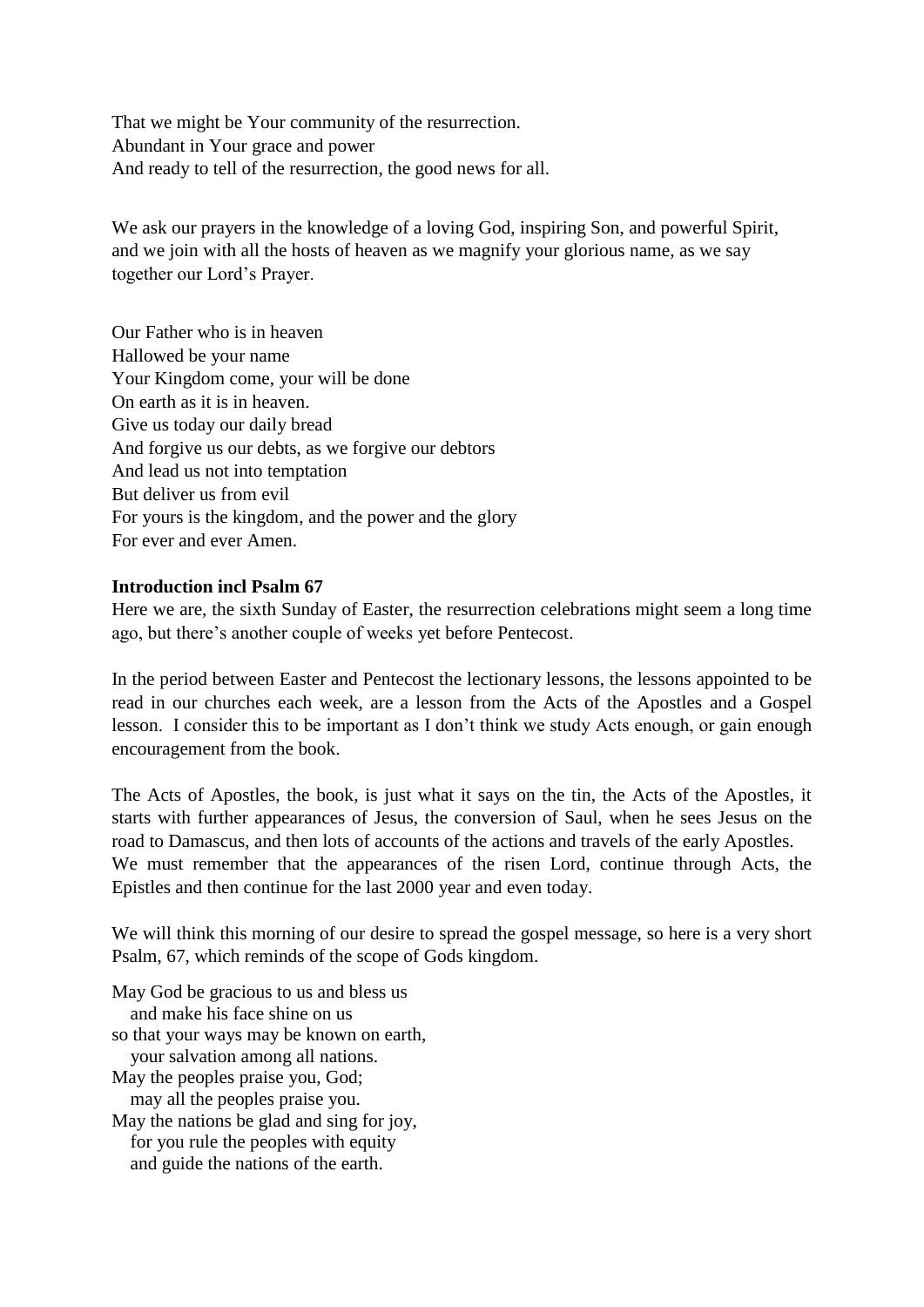That we might be Your community of the resurrection.
Abundant in Your grace and power
And ready to tell of the resurrection, the good news for all.

We ask our prayers in the knowledge of a loving God, inspiring Son, and powerful Spirit, and we join with all the hosts of heaven as we magnify your glorious name, as we say together our Lord's Prayer.

Our Father who is in heaven
Hallowed be your name
Your Kingdom come, your will be done
On earth as it is in heaven.
Give us today our daily bread
And forgive us our debts, as we forgive our debtors
And lead us not into temptation
But deliver us from evil
For yours is the kingdom, and the power and the glory
For ever and ever Amen.

**Introduction incl Psalm 67**

Here we are, the sixth Sunday of Easter, the resurrection celebrations might seem a long time ago, but there's another couple of weeks yet before Pentecost.

In the period between Easter and Pentecost the lectionary lessons, the lessons appointed to be read in our churches each week, are a lesson from the Acts of the Apostles and a Gospel lesson. I consider this to be important as I don't think we study Acts enough, or gain enough encouragement from the book.

The Acts of Apostles, the book, is just what it says on the tin, the Acts of the Apostles, it starts with further appearances of Jesus, the conversion of Saul, when he sees Jesus on the road to Damascus, and then lots of accounts of the actions and travels of the early Apostles.
We must remember that the appearances of the risen Lord, continue through Acts, the Epistles and then continue for the last 2000 year and even today.

We will think this morning of our desire to spread the gospel message, so here is a very short Psalm, 67, which reminds of the scope of Gods kingdom.

May God be gracious to us and bless us
  and make his face shine on us
so that your ways may be known on earth,
  your salvation among all nations.
May the peoples praise you, God;
  may all the peoples praise you.
May the nations be glad and sing for joy,
  for you rule the peoples with equity
  and guide the nations of the earth.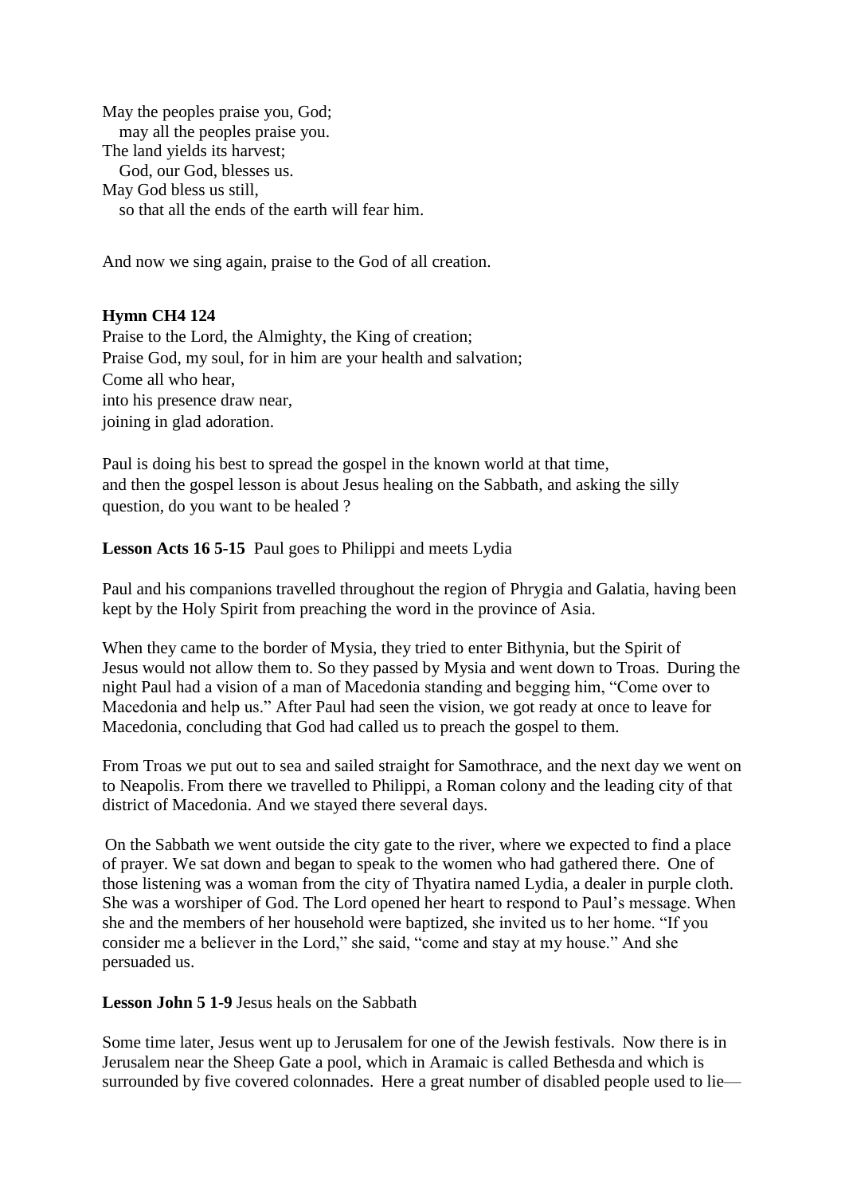May the peoples praise you, God;
   may all the peoples praise you.
The land yields its harvest;
   God, our God, blesses us.
May God bless us still,
   so that all the ends of the earth will fear him.

And now we sing again, praise to the God of all creation.

**Hymn CH4 124**
Praise to the Lord, the Almighty, the King of creation;
Praise God, my soul, for in him are your health and salvation;
Come all who hear,
into his presence draw near,
joining in glad adoration.

Paul is doing his best to spread the gospel in the known world at that time,
and then the gospel lesson is about Jesus healing on the Sabbath, and asking the silly question, do you want to be healed ?

**Lesson Acts 16 5-15** Paul goes to Philippi and meets Lydia

Paul and his companions travelled throughout the region of Phrygia and Galatia, having been kept by the Holy Spirit from preaching the word in the province of Asia.

When they came to the border of Mysia, they tried to enter Bithynia, but the Spirit of Jesus would not allow them to. So they passed by Mysia and went down to Troas. During the night Paul had a vision of a man of Macedonia standing and begging him, "Come over to Macedonia and help us." After Paul had seen the vision, we got ready at once to leave for Macedonia, concluding that God had called us to preach the gospel to them.

From Troas we put out to sea and sailed straight for Samothrace, and the next day we went on to Neapolis. From there we travelled to Philippi, a Roman colony and the leading city of that district of Macedonia. And we stayed there several days.

On the Sabbath we went outside the city gate to the river, where we expected to find a place of prayer. We sat down and began to speak to the women who had gathered there. One of those listening was a woman from the city of Thyatira named Lydia, a dealer in purple cloth. She was a worshiper of God. The Lord opened her heart to respond to Paul's message. When she and the members of her household were baptized, she invited us to her home. "If you consider me a believer in the Lord," she said, "come and stay at my house." And she persuaded us.

**Lesson John 5 1-9** Jesus heals on the Sabbath

Some time later, Jesus went up to Jerusalem for one of the Jewish festivals. Now there is in Jerusalem near the Sheep Gate a pool, which in Aramaic is called Bethesda and which is surrounded by five covered colonnades. Here a great number of disabled people used to lie—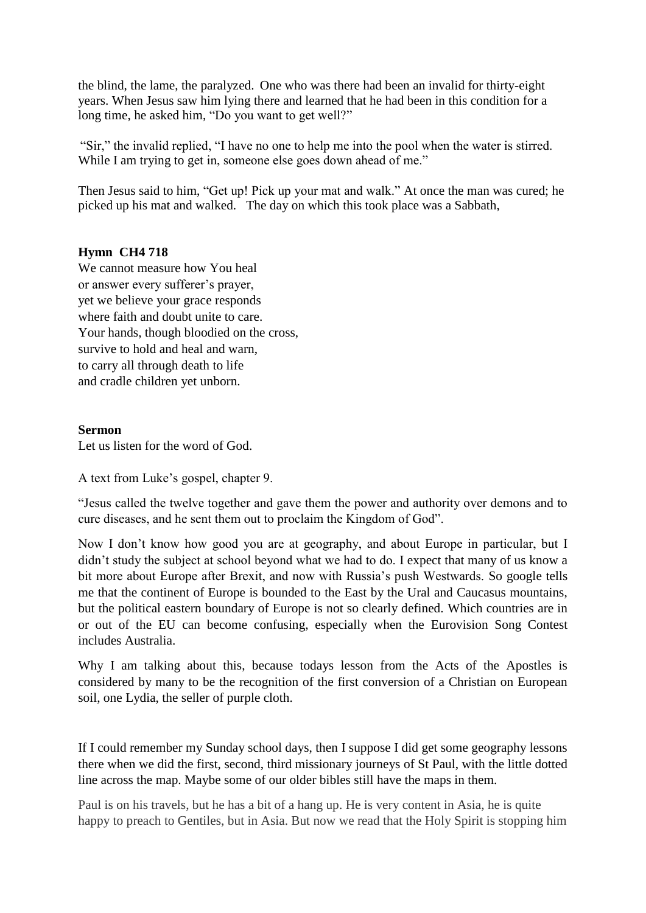the blind, the lame, the paralyzed. One who was there had been an invalid for thirty-eight years. When Jesus saw him lying there and learned that he had been in this condition for a long time, he asked him, "Do you want to get well?"

"Sir," the invalid replied, "I have no one to help me into the pool when the water is stirred. While I am trying to get in, someone else goes down ahead of me."

Then Jesus said to him, "Get up! Pick up your mat and walk." At once the man was cured; he picked up his mat and walked. The day on which this took place was a Sabbath,

**Hymn CH4 718**

We cannot measure how You heal
or answer every sufferer's prayer,
yet we believe your grace responds
where faith and doubt unite to care.
Your hands, though bloodied on the cross,
survive to hold and heal and warn,
to carry all through death to life
and cradle children yet unborn.

**Sermon**

Let us listen for the word of God.

A text from Luke's gospel, chapter 9.

"Jesus called the twelve together and gave them the power and authority over demons and to cure diseases, and he sent them out to proclaim the Kingdom of God".

Now I don't know how good you are at geography, and about Europe in particular, but I didn't study the subject at school beyond what we had to do. I expect that many of us know a bit more about Europe after Brexit, and now with Russia's push Westwards. So google tells me that the continent of Europe is bounded to the East by the Ural and Caucasus mountains, but the political eastern boundary of Europe is not so clearly defined. Which countries are in or out of the EU can become confusing, especially when the Eurovision Song Contest includes Australia.

Why I am talking about this, because todays lesson from the Acts of the Apostles is considered by many to be the recognition of the first conversion of a Christian on European soil, one Lydia, the seller of purple cloth.

If I could remember my Sunday school days, then I suppose I did get some geography lessons there when we did the first, second, third missionary journeys of St Paul, with the little dotted line across the map. Maybe some of our older bibles still have the maps in them.

Paul is on his travels, but he has a bit of a hang up. He is very content in Asia, he is quite happy to preach to Gentiles, but in Asia. But now we read that the Holy Spirit is stopping him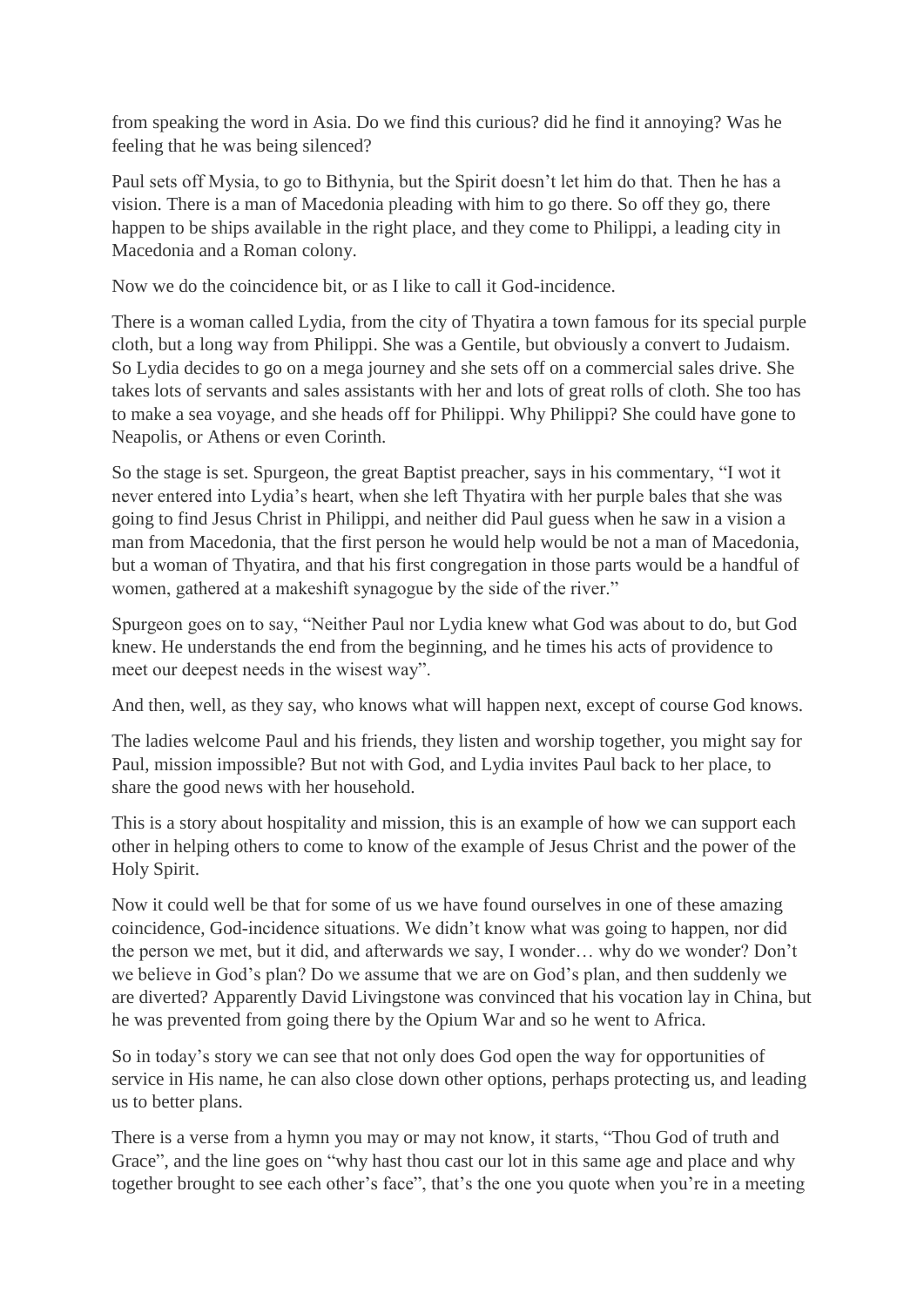from speaking the word in Asia. Do we find this curious? did he find it annoying? Was he feeling that he was being silenced?

Paul sets off Mysia, to go to Bithynia, but the Spirit doesn't let him do that. Then he has a vision. There is a man of Macedonia pleading with him to go there. So off they go, there happen to be ships available in the right place, and they come to Philippi, a leading city in Macedonia and a Roman colony.

Now we do the coincidence bit, or as I like to call it God-incidence.

There is a woman called Lydia, from the city of Thyatira a town famous for its special purple cloth, but a long way from Philippi. She was a Gentile, but obviously a convert to Judaism. So Lydia decides to go on a mega journey and she sets off on a commercial sales drive. She takes lots of servants and sales assistants with her and lots of great rolls of cloth. She too has to make a sea voyage, and she heads off for Philippi. Why Philippi? She could have gone to Neapolis, or Athens or even Corinth.

So the stage is set. Spurgeon, the great Baptist preacher, says in his commentary, "I wot it never entered into Lydia's heart, when she left Thyatira with her purple bales that she was going to find Jesus Christ in Philippi, and neither did Paul guess when he saw in a vision a man from Macedonia, that the first person he would help would be not a man of Macedonia, but a woman of Thyatira, and that his first congregation in those parts would be a handful of women, gathered at a makeshift synagogue by the side of the river."

Spurgeon goes on to say, "Neither Paul nor Lydia knew what God was about to do, but God knew. He understands the end from the beginning, and he times his acts of providence to meet our deepest needs in the wisest way".

And then, well, as they say, who knows what will happen next, except of course God knows.

The ladies welcome Paul and his friends, they listen and worship together, you might say for Paul, mission impossible? But not with God, and Lydia invites Paul back to her place, to share the good news with her household.

This is a story about hospitality and mission, this is an example of how we can support each other in helping others to come to know of the example of Jesus Christ and the power of the Holy Spirit.

Now it could well be that for some of us we have found ourselves in one of these amazing coincidence, God-incidence situations. We didn't know what was going to happen, nor did the person we met, but it did, and afterwards we say, I wonder… why do we wonder? Don't we believe in God's plan? Do we assume that we are on God's plan, and then suddenly we are diverted? Apparently David Livingstone was convinced that his vocation lay in China, but he was prevented from going there by the Opium War and so he went to Africa.

So in today's story we can see that not only does God open the way for opportunities of service in His name, he can also close down other options, perhaps protecting us, and leading us to better plans.

There is a verse from a hymn you may or may not know, it starts, "Thou God of truth and Grace", and the line goes on "why hast thou cast our lot in this same age and place and why together brought to see each other's face", that's the one you quote when you're in a meeting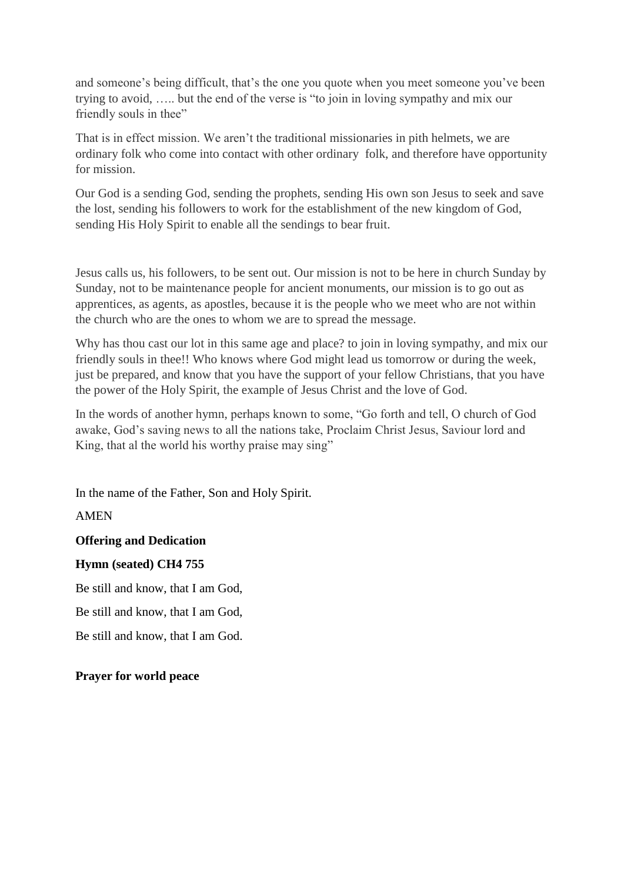and someone's being difficult, that's the one you quote when you meet someone you've been trying to avoid, ….. but the end of the verse is "to join in loving sympathy and mix our friendly souls in thee"

That is in effect mission. We aren't the traditional missionaries in pith helmets, we are ordinary folk who come into contact with other ordinary folk, and therefore have opportunity for mission.

Our God is a sending God, sending the prophets, sending His own son Jesus to seek and save the lost, sending his followers to work for the establishment of the new kingdom of God, sending His Holy Spirit to enable all the sendings to bear fruit.

Jesus calls us, his followers, to be sent out. Our mission is not to be here in church Sunday by Sunday, not to be maintenance people for ancient monuments, our mission is to go out as apprentices, as agents, as apostles, because it is the people who we meet who are not within the church who are the ones to whom we are to spread the message.

Why has thou cast our lot in this same age and place? to join in loving sympathy, and mix our friendly souls in thee!! Who knows where God might lead us tomorrow or during the week, just be prepared, and know that you have the support of your fellow Christians, that you have the power of the Holy Spirit, the example of Jesus Christ and the love of God.

In the words of another hymn, perhaps known to some, "Go forth and tell, O church of God awake, God's saving news to all the nations take, Proclaim Christ Jesus, Saviour lord and King, that al the world his worthy praise may sing"

In the name of the Father, Son and Holy Spirit.

AMEN

**Offering and Dedication**

**Hymn (seated) CH4 755**

Be still and know, that I am God,

Be still and know, that I am God,

Be still and know, that I am God.

**Prayer for world peace**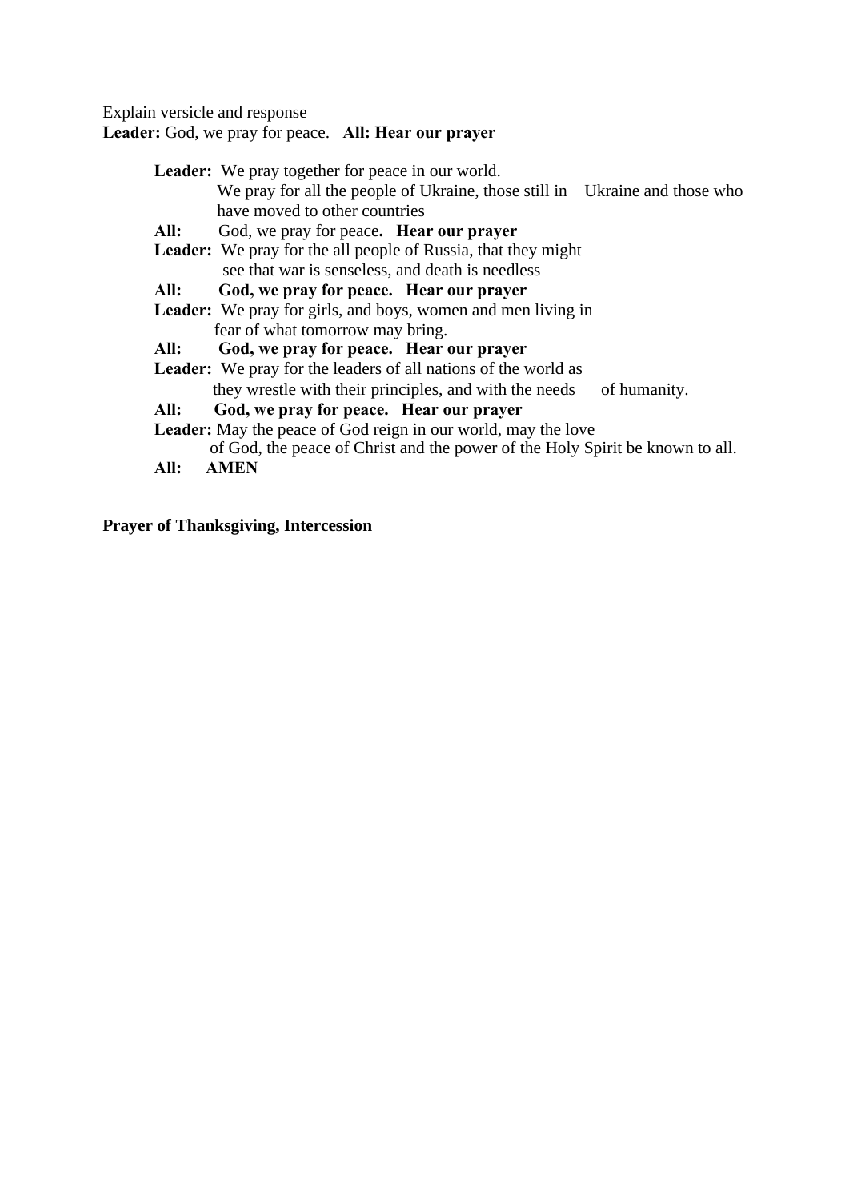Explain versicle and response

**Leader:** God, we pray for peace. **All: Hear our prayer**

> **Leader:** We pray together for peace in our world.
> We pray for all the people of Ukraine, those still in Ukraine and those who have moved to other countries
>
> **All:** God, we pray for peace**. Hear our prayer**
>
> **Leader:** We pray for the all people of Russia, that they might see that war is senseless, and death is needless
>
> **All: God, we pray for peace. Hear our prayer**
>
> **Leader:** We pray for girls, and boys, women and men living in fear of what tomorrow may bring.
>
> **All: God, we pray for peace. Hear our prayer**
>
> **Leader:** We pray for the leaders of all nations of the world as they wrestle with their principles, and with the needs of humanity.
>
> **All: God, we pray for peace. Hear our prayer**
>
> **Leader:** May the peace of God reign in our world, may the love of God, the peace of Christ and the power of the Holy Spirit be known to all.
>
> **All: AMEN**

**Prayer of Thanksgiving, Intercession**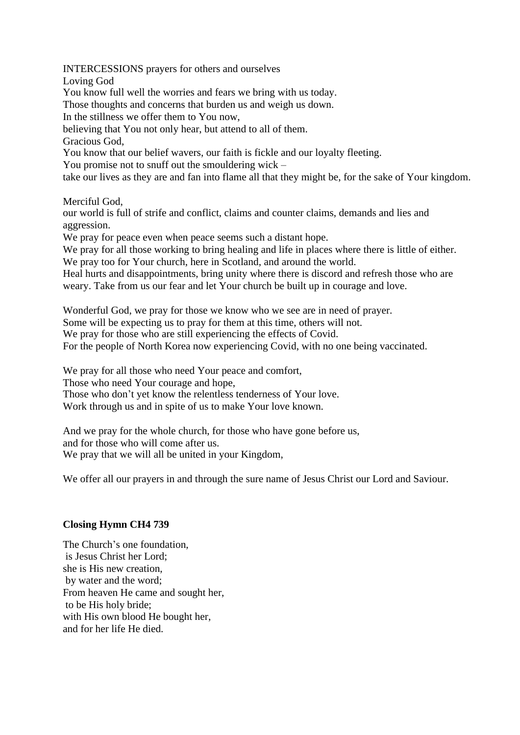INTERCESSIONS prayers for others and ourselves
Loving God
You know full well the worries and fears we bring with us today.
Those thoughts and concerns that burden us and weigh us down.
In the stillness we offer them to You now,
believing that You not only hear, but attend to all of them.
Gracious God,
You know that our belief wavers, our faith is fickle and our loyalty fleeting.
You promise not to snuff out the smouldering wick –
take our lives as they are and fan into flame all that they might be, for the sake of Your kingdom.

Merciful God,
our world is full of strife and conflict, claims and counter claims, demands and lies and aggression.
We pray for peace even when peace seems such a distant hope.
We pray for all those working to bring healing and life in places where there is little of either.
We pray too for Your church, here in Scotland, and around the world.
Heal hurts and disappointments, bring unity where there is discord and refresh those who are weary. Take from us our fear and let Your church be built up in courage and love.

Wonderful God, we pray for those we know who we see are in need of prayer.
Some will be expecting us to pray for them at this time, others will not.
We pray for those who are still experiencing the effects of Covid.
For the people of North Korea now experiencing Covid, with no one being vaccinated.

We pray for all those who need Your peace and comfort,
Those who need Your courage and hope,
Those who don't yet know the relentless tenderness of Your love.
Work through us and in spite of us to make Your love known.

And we pray for the whole church, for those who have gone before us,
and for those who will come after us.
We pray that we will all be united in your Kingdom,

We offer all our prayers in and through the sure name of Jesus Christ our Lord and Saviour.

**Closing Hymn CH4 739**

The Church's one foundation,
is Jesus Christ her Lord;
she is His new creation,
by water and the word;
From heaven He came and sought her,
to be His holy bride;
with His own blood He bought her,
and for her life He died.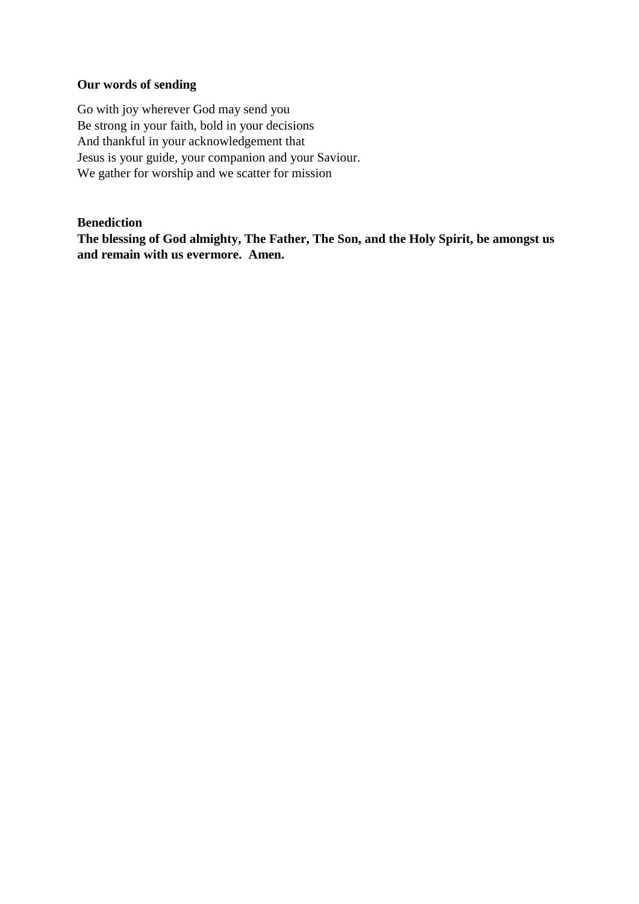**Our words of sending**

Go with joy wherever God may send you
Be strong in your faith, bold in your decisions
And thankful in your acknowledgement that
Jesus is your guide, your companion and your Saviour.
We gather for worship and we scatter for mission

**Benediction**

**The blessing of God almighty, The Father, The Son, and the Holy Spirit, be amongst us and remain with us evermore. Amen.**